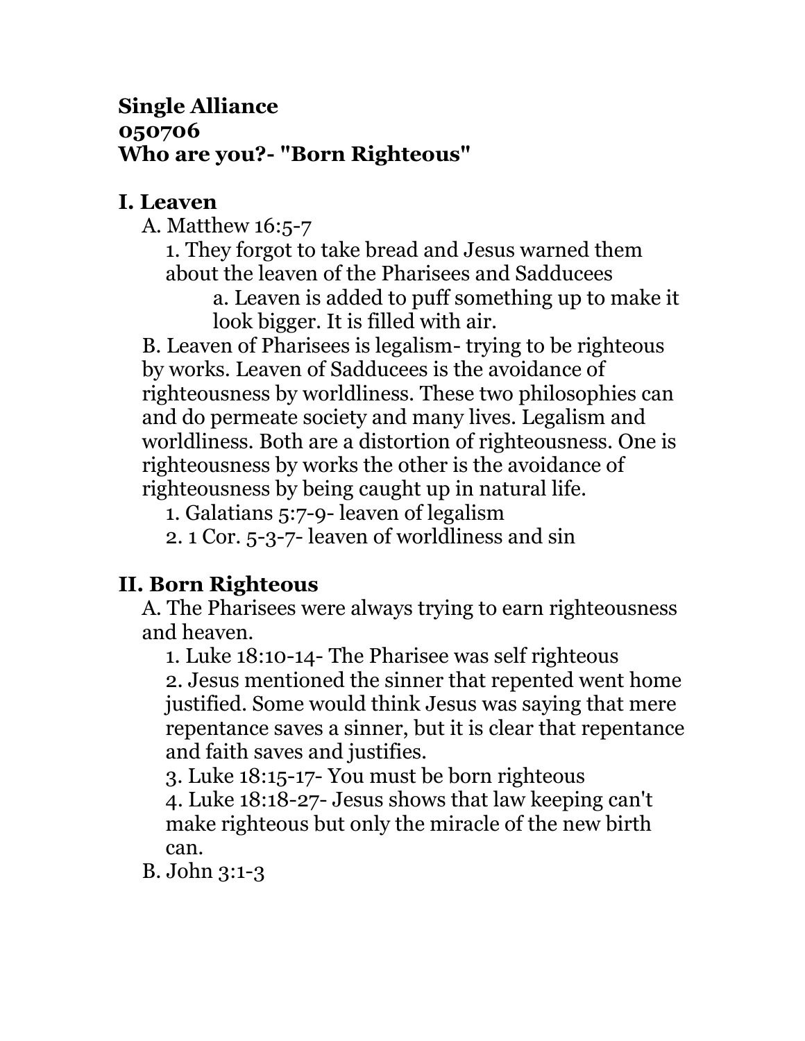**Single Alliance**
**050706**
**Who are you?- "Born Righteous"**

## I. Leaven

A. Matthew 16:5-7

1. They forgot to take bread and Jesus warned them about the leaven of the Pharisees and Sadducees
    a. Leaven is added to puff something up to make it look bigger. It is filled with air.

B. Leaven of Pharisees is legalism- trying to be righteous by works. Leaven of Sadducees is the avoidance of righteousness by worldliness. These two philosophies can and do permeate society and many lives. Legalism and worldliness. Both are a distortion of righteousness. One is righteousness by works the other is the avoidance of righteousness by being caught up in natural life.

1. Galatians 5:7-9- leaven of legalism
2. 1 Cor. 5-3-7- leaven of worldliness and sin

## II. Born Righteous

A. The Pharisees were always trying to earn righteousness and heaven.

1. Luke 18:10-14- The Pharisee was self righteous
2. Jesus mentioned the sinner that repented went home justified. Some would think Jesus was saying that mere repentance saves a sinner, but it is clear that repentance and faith saves and justifies.
3. Luke 18:15-17- You must be born righteous
4. Luke 18:18-27- Jesus shows that law keeping can't make righteous but only the miracle of the new birth can.

B. John 3:1-3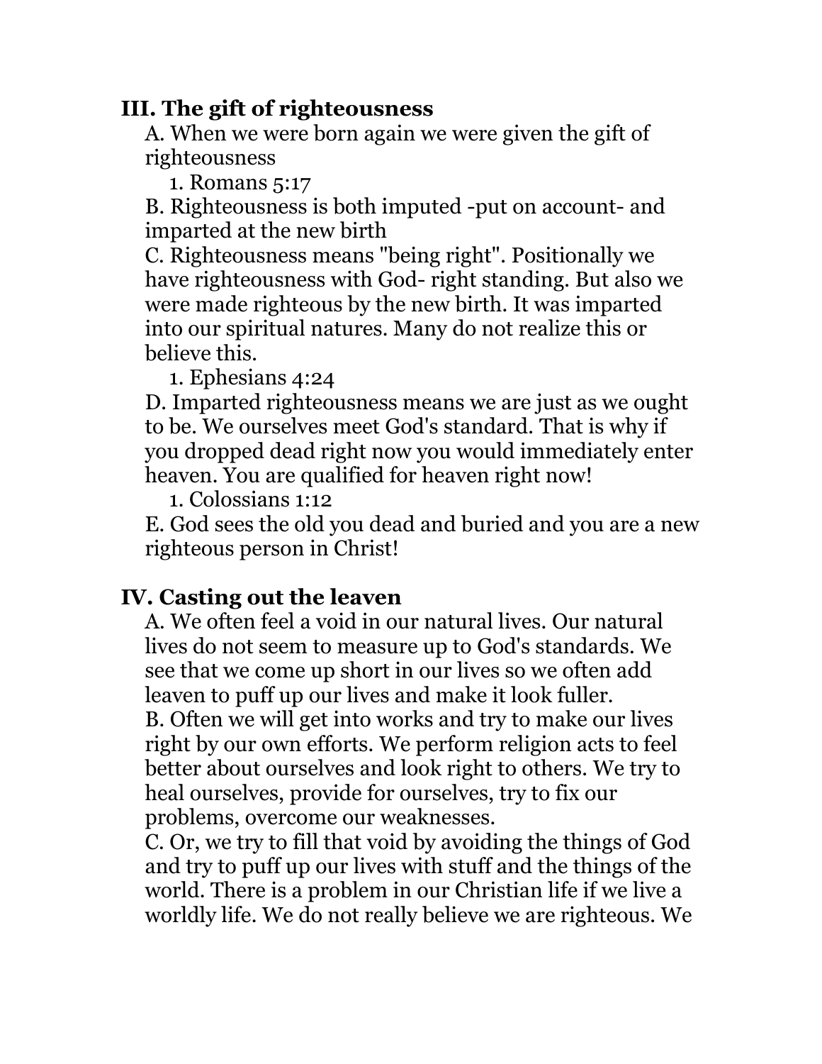## III. The gift of righteousness

A. When we were born again we were given the gift of righteousness

1. Romans 5:17

B. Righteousness is both imputed -put on account- and imparted at the new birth

C. Righteousness means "being right". Positionally we have righteousness with God- right standing. But also we were made righteous by the new birth. It was imparted into our spiritual natures. Many do not realize this or believe this.

1. Ephesians 4:24

D. Imparted righteousness means we are just as we ought to be. We ourselves meet God's standard. That is why if you dropped dead right now you would immediately enter heaven. You are qualified for heaven right now!

1. Colossians 1:12

E. God sees the old you dead and buried and you are a new righteous person in Christ!

## IV. Casting out the leaven

A. We often feel a void in our natural lives. Our natural lives do not seem to measure up to God's standards. We see that we come up short in our lives so we often add leaven to puff up our lives and make it look fuller.

B. Often we will get into works and try to make our lives right by our own efforts. We perform religion acts to feel better about ourselves and look right to others. We try to heal ourselves, provide for ourselves, try to fix our problems, overcome our weaknesses.

C. Or, we try to fill that void by avoiding the things of God and try to puff up our lives with stuff and the things of the world. There is a problem in our Christian life if we live a worldly life. We do not really believe we are righteous. We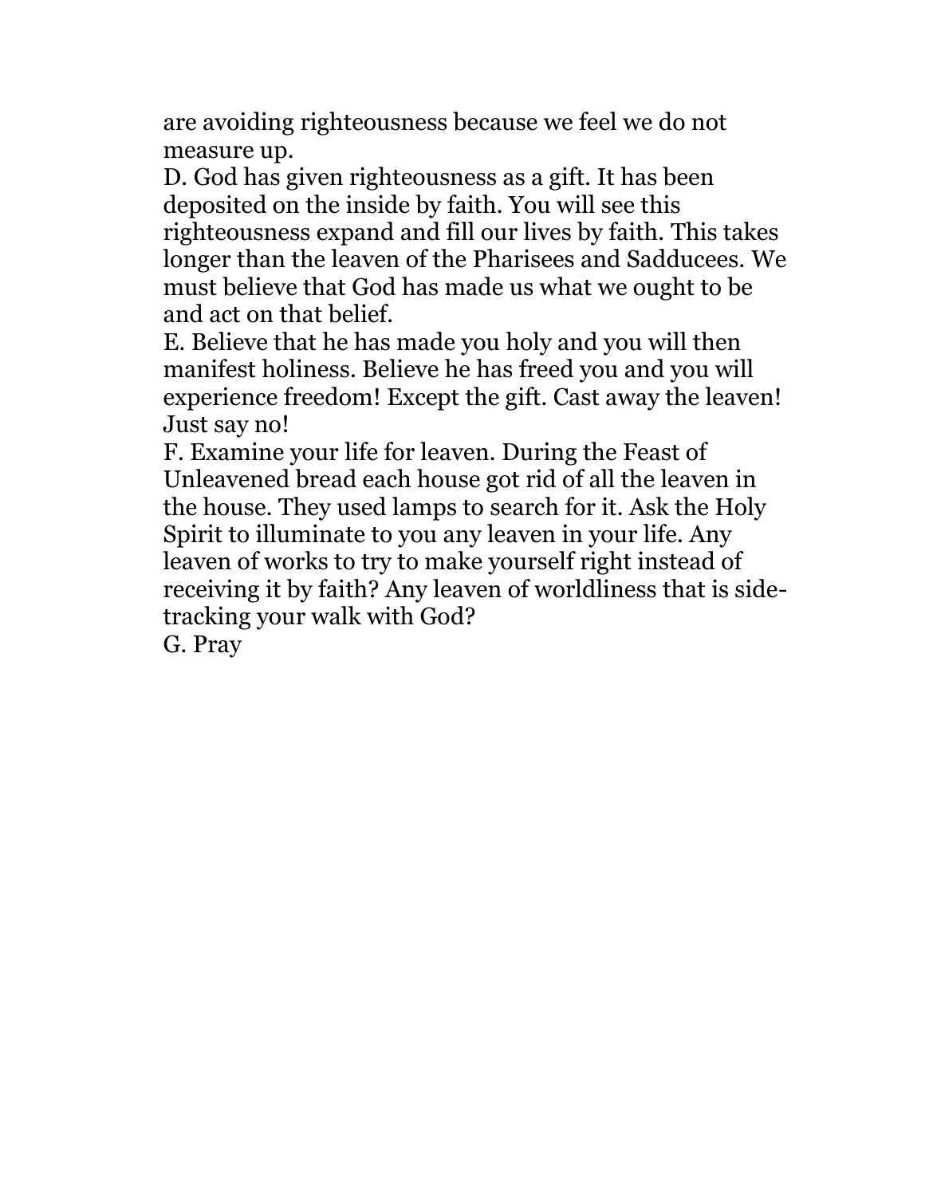are avoiding righteousness because we feel we do not measure up.

D. God has given righteousness as a gift. It has been deposited on the inside by faith. You will see this righteousness expand and fill our lives by faith. This takes longer than the leaven of the Pharisees and Sadducees. We must believe that God has made us what we ought to be and act on that belief.

E. Believe that he has made you holy and you will then manifest holiness. Believe he has freed you and you will experience freedom! Except the gift. Cast away the leaven! Just say no!

F. Examine your life for leaven. During the Feast of Unleavened bread each house got rid of all the leaven in the house. They used lamps to search for it. Ask the Holy Spirit to illuminate to you any leaven in your life. Any leaven of works to try to make yourself right instead of receiving it by faith? Any leaven of worldliness that is side-tracking your walk with God?

G. Pray